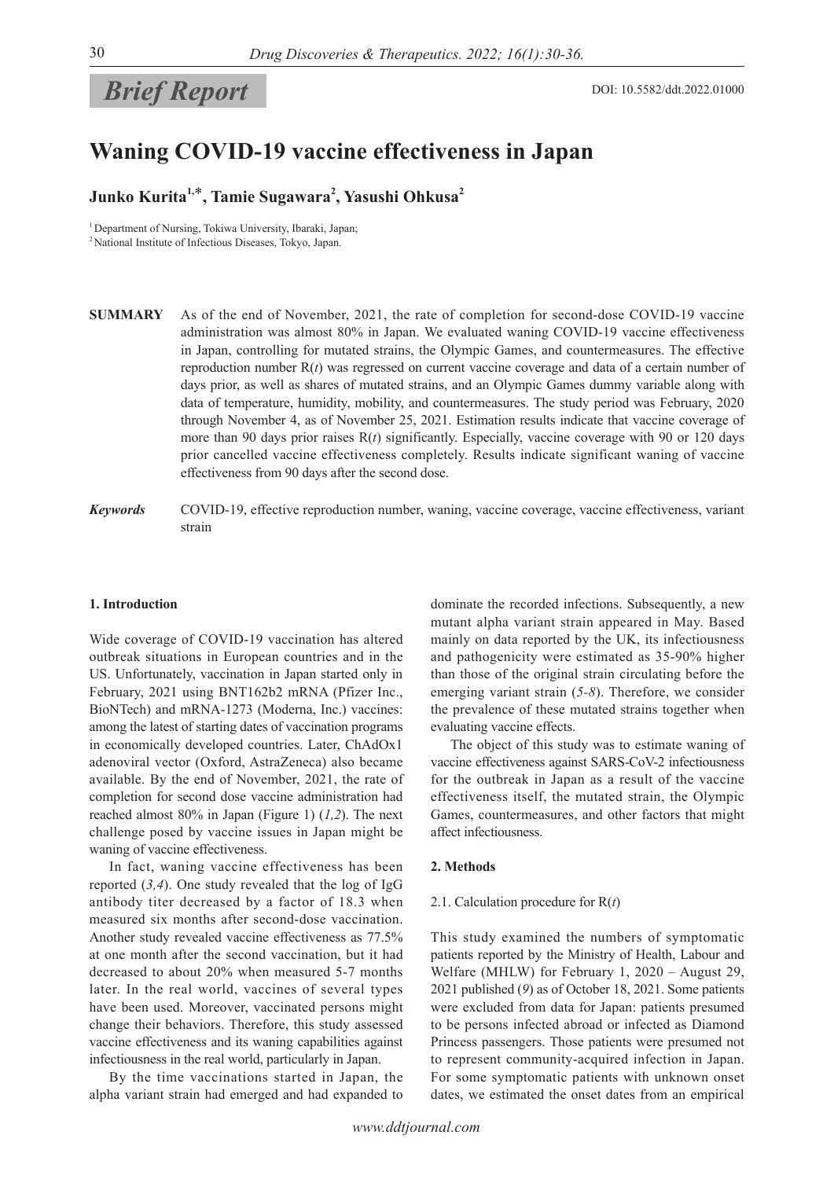*Brief Report*

DOI: 10.5582/ddt.2022.01000

# Waning COVID-19 vaccine effectiveness in Japan

**Junko Kurita[1,]*, Tamie Sugawara[2], Yasushi Ohkusa[2]**

[1] Department of Nursing, Tokiwa University, Ibaraki, Japan;
[2] National Institute of Infectious Diseases, Tokyo, Japan.

**SUMMARY** As of the end of November, 2021, the rate of completion for second-dose COVID-19 vaccine administration was almost 80% in Japan. We evaluated waning COVID-19 vaccine effectiveness in Japan, controlling for mutated strains, the Olympic Games, and countermeasures. The effective reproduction number R(*t*) was regressed on current vaccine coverage and data of a certain number of days prior, as well as shares of mutated strains, and an Olympic Games dummy variable along with data of temperature, humidity, mobility, and countermeasures. The study period was February, 2020 through November 4, as of November 25, 2021. Estimation results indicate that vaccine coverage of more than 90 days prior raises R(*t*) significantly. Especially, vaccine coverage with 90 or 120 days prior cancelled vaccine effectiveness completely. Results indicate significant waning of vaccine effectiveness from 90 days after the second dose.

***Keywords*** COVID-19, effective reproduction number, waning, vaccine coverage, vaccine effectiveness, variant strain

## 1. Introduction

Wide coverage of COVID-19 vaccination has altered outbreak situations in European countries and in the US. Unfortunately, vaccination in Japan started only in February, 2021 using BNT162b2 mRNA (Pfizer Inc., BioNTech) and mRNA-1273 (Moderna, Inc.) vaccines: among the latest of starting dates of vaccination programs in economically developed countries. Later, ChAdOx1 adenoviral vector (Oxford, AstraZeneca) also became available. By the end of November, 2021, the rate of completion for second dose vaccine administration had reached almost 80% in Japan (Figure 1) (*1,2*). The next challenge posed by vaccine issues in Japan might be waning of vaccine effectiveness.

In fact, waning vaccine effectiveness has been reported (*3,4*). One study revealed that the log of IgG antibody titer decreased by a factor of 18.3 when measured six months after second-dose vaccination. Another study revealed vaccine effectiveness as 77.5% at one month after the second vaccination, but it had decreased to about 20% when measured 5-7 months later. In the real world, vaccines of several types have been used. Moreover, vaccinated persons might change their behaviors. Therefore, this study assessed vaccine effectiveness and its waning capabilities against infectiousness in the real world, particularly in Japan.

By the time vaccinations started in Japan, the alpha variant strain had emerged and had expanded to dominate the recorded infections. Subsequently, a new mutant alpha variant strain appeared in May. Based mainly on data reported by the UK, its infectiousness and pathogenicity were estimated as 35-90% higher than those of the original strain circulating before the emerging variant strain (*5-8*). Therefore, we consider the prevalence of these mutated strains together when evaluating vaccine effects.

The object of this study was to estimate waning of vaccine effectiveness against SARS-CoV-2 infectiousness for the outbreak in Japan as a result of the vaccine effectiveness itself, the mutated strain, the Olympic Games, countermeasures, and other factors that might affect infectiousness.

## 2. Methods

### 2.1. Calculation procedure for R(*t*)

This study examined the numbers of symptomatic patients reported by the Ministry of Health, Labour and Welfare (MHLW) for February 1, 2020 – August 29, 2021 published (*9*) as of October 18, 2021. Some patients were excluded from data for Japan: patients presumed to be persons infected abroad or infected as Diamond Princess passengers. Those patients were presumed not to represent community-acquired infection in Japan. For some symptomatic patients with unknown onset dates, we estimated the onset dates from an empirical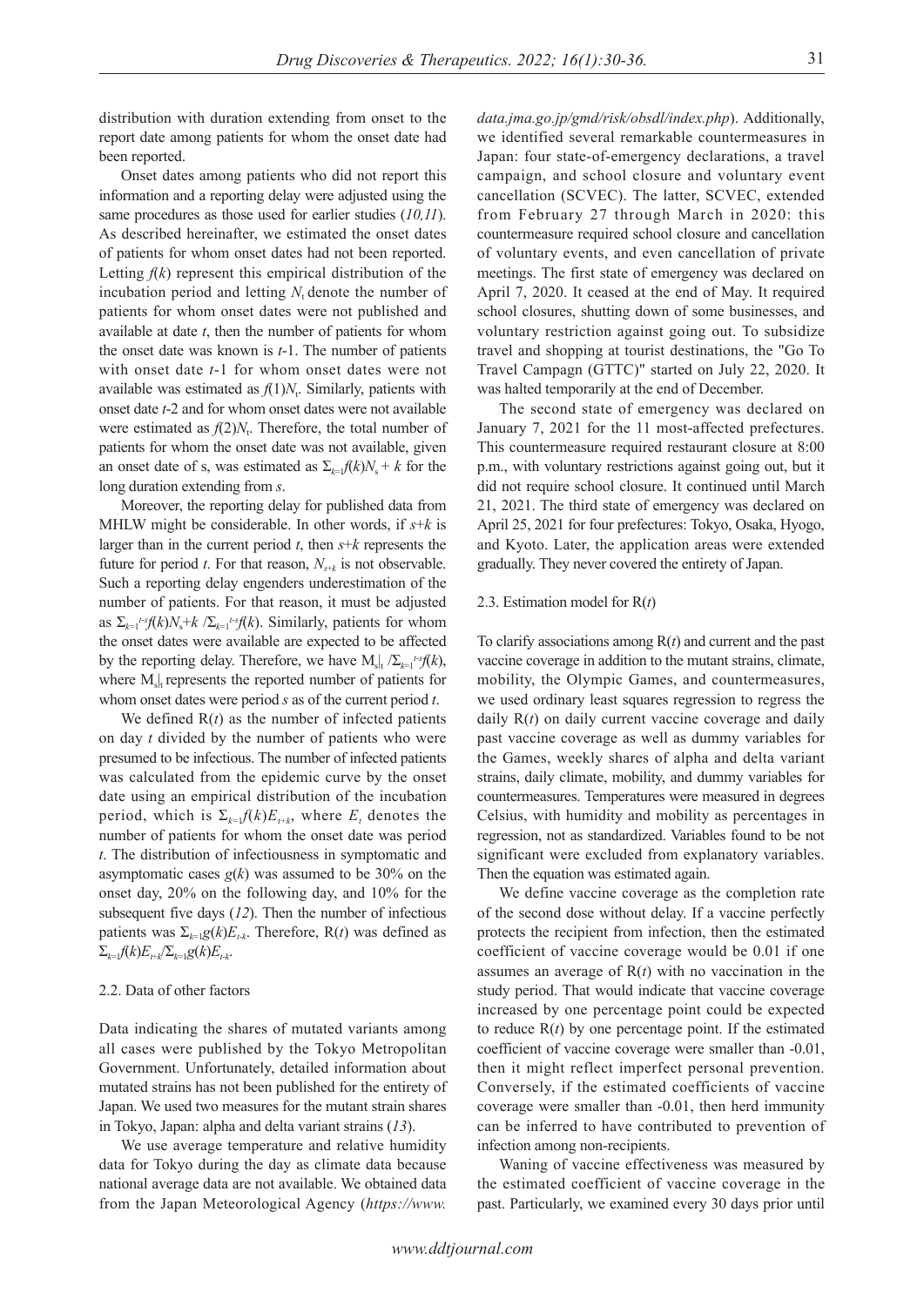distribution with duration extending from onset to the report date among patients for whom the onset date had been reported.

Onset dates among patients who did not report this information and a reporting delay were adjusted using the same procedures as those used for earlier studies (*10,11*). As described hereinafter, we estimated the onset dates of patients for whom onset dates had not been reported. Letting $f(k)$ represent this empirical distribution of the incubation period and letting $N_t$ denote the number of patients for whom onset dates were not published and available at date $t$, then the number of patients for whom the onset date was known is $t$-1. The number of patients with onset date $t$-1 for whom onset dates were not available was estimated as $f(1)N_t$. Similarly, patients with onset date $t$-2 and for whom onset dates were not available were estimated as $f(2)N_t$. Therefore, the total number of patients for whom the onset date was not available, given an onset date of s, was estimated as $\Sigma_{k=1}f(k)N_s + k$ for the long duration extending from $s$.

Moreover, the reporting delay for published data from MHLW might be considerable. In other words, if $s$+$k$ is larger than in the current period $t$, then $s$+$k$ represents the future for period $t$. For that reason, $N_{s+k}$ is not observable. Such a reporting delay engenders underestimation of the number of patients. For that reason, it must be adjusted as $\Sigma_{k=1}{}^{t\text{-}s}f(k)N_s{+}k\ /\Sigma_{k=1}{}^{t\text{-}s}f(k)$. Similarly, patients for whom the onset dates were available are expected to be affected by the reporting delay. Therefore, we have $M_s|_t\ /\Sigma_{k=1}{}^{t\text{-}s}f(k)$, where $M_s|_t$ represents the reported number of patients for whom onset dates were period $s$ as of the current period $t$.

We defined R($t$) as the number of infected patients on day $t$ divided by the number of patients who were presumed to be infectious. The number of infected patients was calculated from the epidemic curve by the onset date using an empirical distribution of the incubation period, which is $\Sigma_{k=1}f(k)E_{t+k}$, where $E_t$ denotes the number of patients for whom the onset date was period $t$. The distribution of infectiousness in symptomatic and asymptomatic cases $g(k)$ was assumed to be 30% on the onset day, 20% on the following day, and 10% for the subsequent five days (*12*). Then the number of infectious patients was $\Sigma_{k=1}g(k)E_{t\text{-}k}$. Therefore, R($t$) was defined as $\Sigma_{k=1}f(k)E_{t+k}/\Sigma_{k=1}g(k)E_{t\text{-}k}$.

### 2.2. Data of other factors

Data indicating the shares of mutated variants among all cases were published by the Tokyo Metropolitan Government. Unfortunately, detailed information about mutated strains has not been published for the entirety of Japan. We used two measures for the mutant strain shares in Tokyo, Japan: alpha and delta variant strains (*13*).

We use average temperature and relative humidity data for Tokyo during the day as climate data because national average data are not available. We obtained data from the Japan Meteorological Agency (*https://www.data.jma.go.jp/gmd/risk/obsdl/index.php*). Additionally, we identified several remarkable countermeasures in Japan: four state-of-emergency declarations, a travel campaign, and school closure and voluntary event cancellation (SCVEC). The latter, SCVEC, extended from February 27 through March in 2020: this countermeasure required school closure and cancellation of voluntary events, and even cancellation of private meetings. The first state of emergency was declared on April 7, 2020. It ceased at the end of May. It required school closures, shutting down of some businesses, and voluntary restriction against going out. To subsidize travel and shopping at tourist destinations, the "Go To Travel Campagn (GTTC)" started on July 22, 2020. It was halted temporarily at the end of December.

The second state of emergency was declared on January 7, 2021 for the 11 most-affected prefectures. This countermeasure required restaurant closure at 8:00 p.m., with voluntary restrictions against going out, but it did not require school closure. It continued until March 21, 2021. The third state of emergency was declared on April 25, 2021 for four prefectures: Tokyo, Osaka, Hyogo, and Kyoto. Later, the application areas were extended gradually. They never covered the entirety of Japan.

### 2.3. Estimation model for R($t$)

To clarify associations among R($t$) and current and the past vaccine coverage in addition to the mutant strains, climate, mobility, the Olympic Games, and countermeasures, we used ordinary least squares regression to regress the daily R($t$) on daily current vaccine coverage and daily past vaccine coverage as well as dummy variables for the Games, weekly shares of alpha and delta variant strains, daily climate, mobility, and dummy variables for countermeasures. Temperatures were measured in degrees Celsius, with humidity and mobility as percentages in regression, not as standardized. Variables found to be not significant were excluded from explanatory variables. Then the equation was estimated again.

We define vaccine coverage as the completion rate of the second dose without delay. If a vaccine perfectly protects the recipient from infection, then the estimated coefficient of vaccine coverage would be 0.01 if one assumes an average of R($t$) with no vaccination in the study period. That would indicate that vaccine coverage increased by one percentage point could be expected to reduce R($t$) by one percentage point. If the estimated coefficient of vaccine coverage were smaller than -0.01, then it might reflect imperfect personal prevention. Conversely, if the estimated coefficients of vaccine coverage were smaller than -0.01, then herd immunity can be inferred to have contributed to prevention of infection among non-recipients.

Waning of vaccine effectiveness was measured by the estimated coefficient of vaccine coverage in the past. Particularly, we examined every 30 days prior until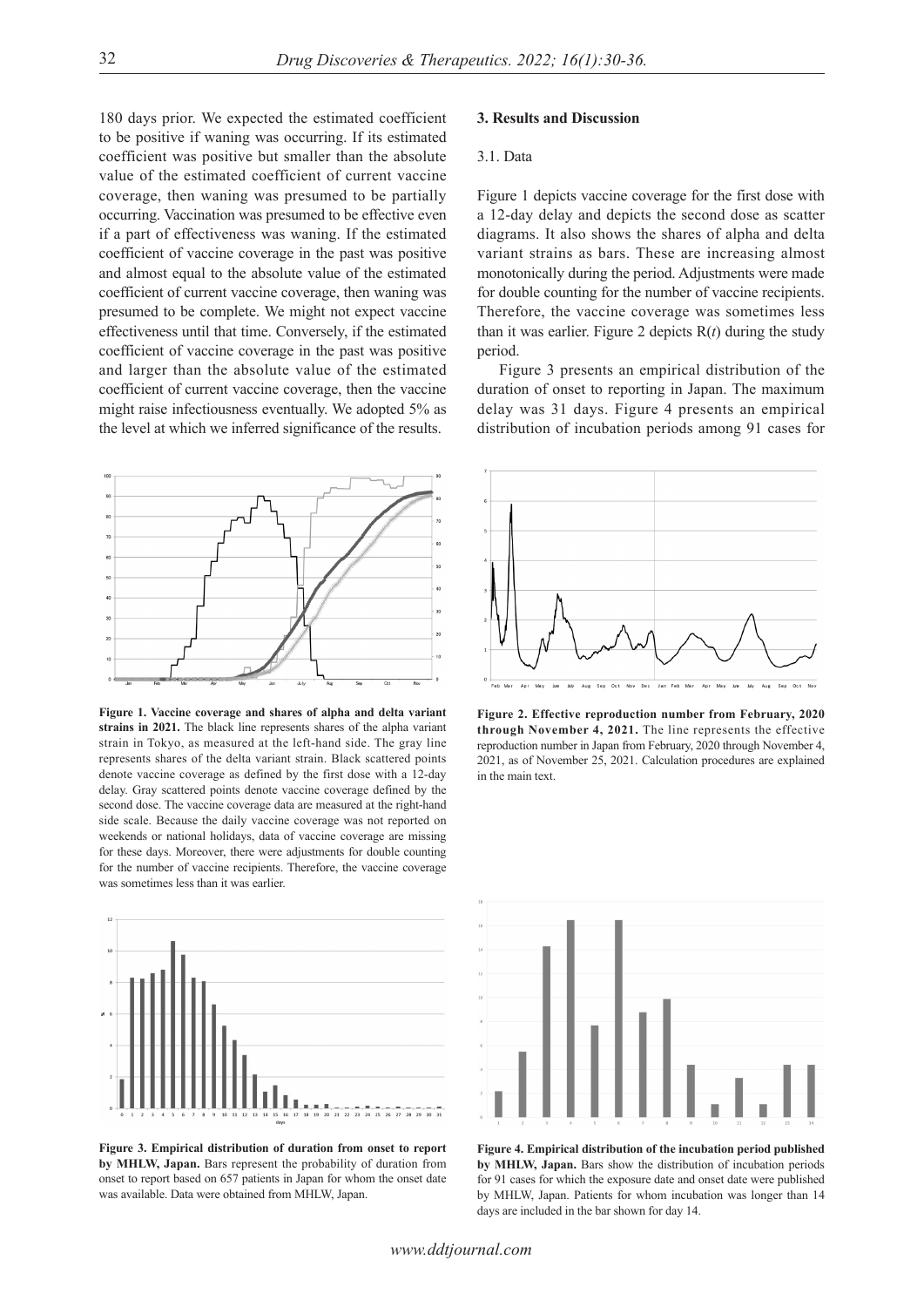180 days prior. We expected the estimated coefficient to be positive if waning was occurring. If its estimated coefficient was positive but smaller than the absolute value of the estimated coefficient of current vaccine coverage, then waning was presumed to be partially occurring. Vaccination was presumed to be effective even if a part of effectiveness was waning. If the estimated coefficient of vaccine coverage in the past was positive and almost equal to the absolute value of the estimated coefficient of current vaccine coverage, then waning was presumed to be complete. We might not expect vaccine effectiveness until that time. Conversely, if the estimated coefficient of vaccine coverage in the past was positive and larger than the absolute value of the estimated coefficient of current vaccine coverage, then the vaccine might raise infectiousness eventually. We adopted 5% as the level at which we inferred significance of the results.

**Figure 1. Vaccine coverage and shares of alpha and delta variant strains in 2021.** The black line represents shares of the alpha variant strain in Tokyo, as measured at the left-hand side. The gray line represents shares of the delta variant strain. Black scattered points denote vaccine coverage as defined by the first dose with a 12-day delay. Gray scattered points denote vaccine coverage defined by the second dose. The vaccine coverage data are measured at the right-hand side scale. Because the daily vaccine coverage was not reported on weekends or national holidays, data of vaccine coverage are missing for these days. Moreover, there were adjustments for double counting for the number of vaccine recipients. Therefore, the vaccine coverage was sometimes less than it was earlier.

**Figure 3. Empirical distribution of duration from onset to report by MHLW, Japan.** Bars represent the probability of duration from onset to report based on 657 patients in Japan for whom the onset date was available. Data were obtained from MHLW, Japan.

## 3. Results and Discussion

### 3.1. Data

Figure 1 depicts vaccine coverage for the first dose with a 12-day delay and depicts the second dose as scatter diagrams. It also shows the shares of alpha and delta variant strains as bars. These are increasing almost monotonically during the period. Adjustments were made for double counting for the number of vaccine recipients. Therefore, the vaccine coverage was sometimes less than it was earlier. Figure 2 depicts R($t$) during the study period.

Figure 3 presents an empirical distribution of the duration of onset to reporting in Japan. The maximum delay was 31 days. Figure 4 presents an empirical distribution of incubation periods among 91 cases for

**Figure 2. Effective reproduction number from February, 2020 through November 4, 2021.** The line represents the effective reproduction number in Japan from February, 2020 through November 4, 2021, as of November 25, 2021. Calculation procedures are explained in the main text.

**Figure 4. Empirical distribution of the incubation period published by MHLW, Japan.** Bars show the distribution of incubation periods for 91 cases for which the exposure date and onset date were published by MHLW, Japan. Patients for whom incubation was longer than 14 days are included in the bar shown for day 14.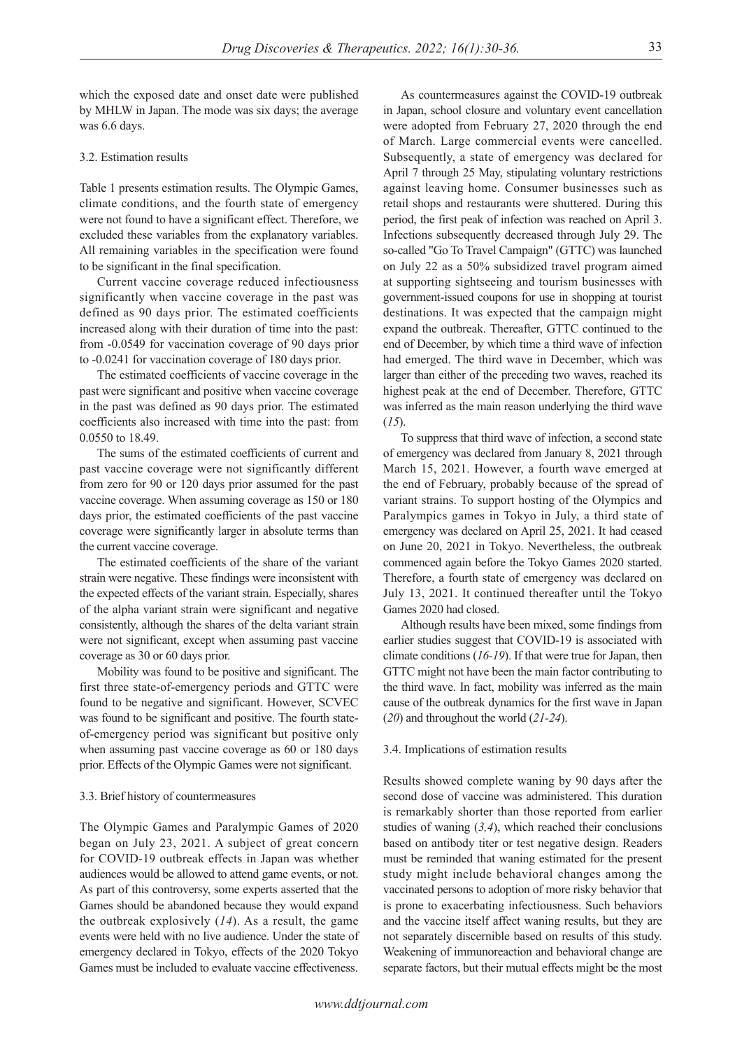which the exposed date and onset date were published by MHLW in Japan. The mode was six days; the average was 6.6 days.

### 3.2. Estimation results

Table 1 presents estimation results. The Olympic Games, climate conditions, and the fourth state of emergency were not found to have a significant effect. Therefore, we excluded these variables from the explanatory variables. All remaining variables in the specification were found to be significant in the final specification.

Current vaccine coverage reduced infectiousness significantly when vaccine coverage in the past was defined as 90 days prior. The estimated coefficients increased along with their duration of time into the past: from -0.0549 for vaccination coverage of 90 days prior to -0.0241 for vaccination coverage of 180 days prior.

The estimated coefficients of vaccine coverage in the past were significant and positive when vaccine coverage in the past was defined as 90 days prior. The estimated coefficients also increased with time into the past: from 0.0550 to 18.49.

The sums of the estimated coefficients of current and past vaccine coverage were not significantly different from zero for 90 or 120 days prior assumed for the past vaccine coverage. When assuming coverage as 150 or 180 days prior, the estimated coefficients of the past vaccine coverage were significantly larger in absolute terms than the current vaccine coverage.

The estimated coefficients of the share of the variant strain were negative. These findings were inconsistent with the expected effects of the variant strain. Especially, shares of the alpha variant strain were significant and negative consistently, although the shares of the delta variant strain were not significant, except when assuming past vaccine coverage as 30 or 60 days prior.

Mobility was found to be positive and significant. The first three state-of-emergency periods and GTTC were found to be negative and significant. However, SCVEC was found to be significant and positive. The fourth state-of-emergency period was significant but positive only when assuming past vaccine coverage as 60 or 180 days prior. Effects of the Olympic Games were not significant.

### 3.3. Brief history of countermeasures

The Olympic Games and Paralympic Games of 2020 began on July 23, 2021. A subject of great concern for COVID-19 outbreak effects in Japan was whether audiences would be allowed to attend game events, or not. As part of this controversy, some experts asserted that the Games should be abandoned because they would expand the outbreak explosively (*14*). As a result, the game events were held with no live audience. Under the state of emergency declared in Tokyo, effects of the 2020 Tokyo Games must be included to evaluate vaccine effectiveness.

As countermeasures against the COVID-19 outbreak in Japan, school closure and voluntary event cancellation were adopted from February 27, 2020 through the end of March. Large commercial events were cancelled. Subsequently, a state of emergency was declared for April 7 through 25 May, stipulating voluntary restrictions against leaving home. Consumer businesses such as retail shops and restaurants were shuttered. During this period, the first peak of infection was reached on April 3. Infections subsequently decreased through July 29. The so-called "Go To Travel Campaign" (GTTC) was launched on July 22 as a 50% subsidized travel program aimed at supporting sightseeing and tourism businesses with government-issued coupons for use in shopping at tourist destinations. It was expected that the campaign might expand the outbreak. Thereafter, GTTC continued to the end of December, by which time a third wave of infection had emerged. The third wave in December, which was larger than either of the preceding two waves, reached its highest peak at the end of December. Therefore, GTTC was inferred as the main reason underlying the third wave (*15*).

To suppress that third wave of infection, a second state of emergency was declared from January 8, 2021 through March 15, 2021. However, a fourth wave emerged at the end of February, probably because of the spread of variant strains. To support hosting of the Olympics and Paralympics games in Tokyo in July, a third state of emergency was declared on April 25, 2021. It had ceased on June 20, 2021 in Tokyo. Nevertheless, the outbreak commenced again before the Tokyo Games 2020 started. Therefore, a fourth state of emergency was declared on July 13, 2021. It continued thereafter until the Tokyo Games 2020 had closed.

Although results have been mixed, some findings from earlier studies suggest that COVID-19 is associated with climate conditions (*16-19*). If that were true for Japan, then GTTC might not have been the main factor contributing to the third wave. In fact, mobility was inferred as the main cause of the outbreak dynamics for the first wave in Japan (*20*) and throughout the world (*21-24*).

### 3.4. Implications of estimation results

Results showed complete waning by 90 days after the second dose of vaccine was administered. This duration is remarkably shorter than those reported from earlier studies of waning (*3,4*), which reached their conclusions based on antibody titer or test negative design. Readers must be reminded that waning estimated for the present study might include behavioral changes among the vaccinated persons to adoption of more risky behavior that is prone to exacerbating infectiousness. Such behaviors and the vaccine itself affect waning results, but they are not separately discernible based on results of this study. Weakening of immunoreaction and behavioral change are separate factors, but their mutual effects might be the most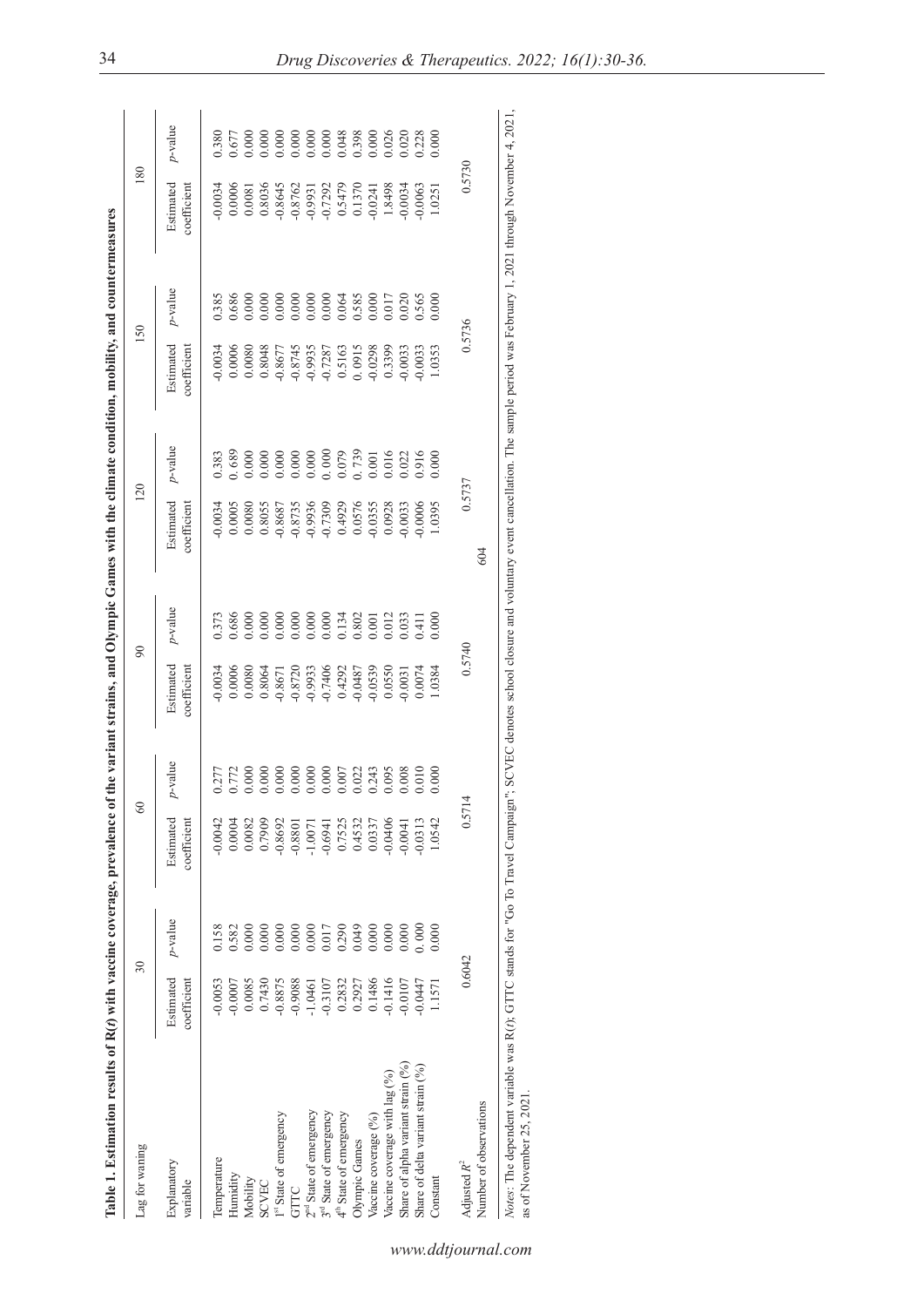**Table 1. Estimation results of R(*t*) with vaccine coverage, prevalence of the variant strains, and Olympic Games with the climate condition, mobility, and countermeasures**

| Lag for waning | 30 | | 60 | | 90 | | 120 | | 150 | | 180 | |
|---|---|---|---|---|---|---|---|---|---|---|---|---|
| Explanatory variable | Estimated coefficient | *p*-value | Estimated coefficient | *p*-value | Estimated coefficient | *p*-value | Estimated coefficient | *p*-value | Estimated coefficient | *p*-value | Estimated coefficient | *p*-value |
| Temperature | -0.0053 | 0.158 | -0.0042 | 0.277 | -0.0034 | 0.373 | -0.0034 | 0.383 | -0.0034 | 0.385 | -0.0034 | 0.380 |
| Humidity | -0.0007 | 0.582 | 0.0004 | 0.772 | 0.0006 | 0.686 | 0.0005 | 0.689 | 0.0006 | 0.686 | 0.0006 | 0.677 |
| Mobility | 0.0085 | 0.000 | 0.0082 | 0.000 | 0.0080 | 0.000 | 0.0080 | 0.000 | 0.0080 | 0.000 | 0.0081 | 0.000 |
| SCVEC | 0.7430 | 0.000 | 0.7909 | 0.000 | 0.8064 | 0.000 | 0.8055 | 0.000 | 0.8048 | 0.000 | 0.8036 | 0.000 |
| 1st State of emergency | -0.8875 | 0.000 | -0.8692 | 0.000 | -0.8671 | 0.000 | -0.8687 | 0.000 | -0.8677 | 0.000 | -0.8645 | 0.000 |
| GTTC | -0.9088 | 0.000 | -0.8801 | 0.000 | -0.8720 | 0.000 | -0.8735 | 0.000 | -0.8745 | 0.000 | -0.8762 | 0.000 |
| 2nd State of emergency | -1.0461 | 0.000 | -1.0071 | 0.000 | -0.9933 | 0.000 | -0.9936 | 0.000 | -0.9935 | 0.000 | -0.9931 | 0.000 |
| 3rd State of emergency | -0.3107 | 0.017 | -0.6941 | 0.000 | -0.7406 | 0.000 | -0.7309 | 0.000 | -0.7287 | 0.000 | -0.7292 | 0.000 |
| 4th State of emergency | 0.2832 | 0.290 | 0.7525 | 0.007 | 0.4292 | 0.134 | 0.4929 | 0.079 | 0.5163 | 0.064 | 0.5479 | 0.048 |
| Olympic Games | 0.2927 | 0.049 | 0.4532 | 0.022 | -0.0487 | 0.802 | 0.0576 | 0.739 | 0.0915 | 0.585 | 0.1370 | 0.398 |
| Vaccine coverage (%) | 0.1486 | 0.000 | 0.0337 | 0.243 | -0.0539 | 0.001 | -0.0355 | 0.001 | -0.0298 | 0.000 | -0.0241 | 0.000 |
| Vaccine coverage with lag (%) | -0.1416 | 0.000 | -0.0406 | 0.095 | 0.0550 | 0.012 | 0.0928 | 0.016 | 0.3399 | 0.017 | 1.8498 | 0.026 |
| Share of alpha variant strain (%) | -0.0107 | 0.000 | -0.0041 | 0.008 | -0.0031 | 0.033 | -0.0033 | 0.022 | -0.0033 | 0.020 | -0.0034 | 0.020 |
| Share of delta variant strain (%) | -0.0447 | 0.000 | -0.0313 | 0.010 | 0.0074 | 0.411 | -0.0006 | 0.916 | -0.0033 | 0.565 | -0.0063 | 0.228 |
| Constant | 1.1571 | 0.000 | 1.0542 | 0.000 | 1.0384 | 0.000 | 1.0395 | 0.000 | 1.0353 | 0.000 | 1.0251 | 0.000 |
| Adjusted $R^2$ | 0.6042 | | 0.5714 | | 0.5740 | | 0.5737 | | 0.5736 | | 0.5730 | |
| Number of observations | 604 | | | | | | | | | | | |

*Notes*: The dependent variable was R(*t*); GTTC stands for "Go To Travel Campaign"; SCVEC denotes school closure and voluntary event cancellation. The sample period was February 1, 2021 through November 4, 2021, as of November 25, 2021.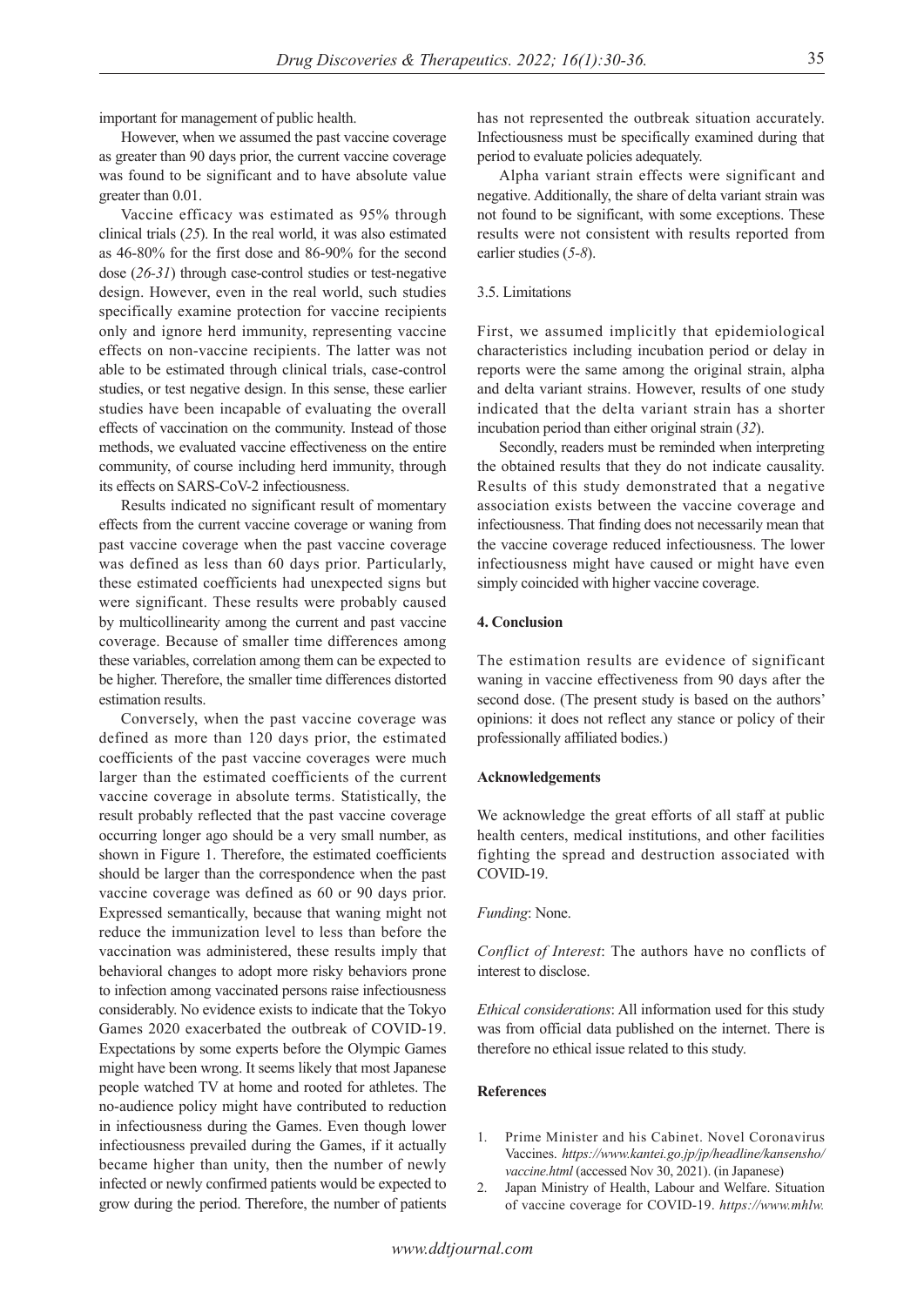important for management of public health.

However, when we assumed the past vaccine coverage as greater than 90 days prior, the current vaccine coverage was found to be significant and to have absolute value greater than 0.01.

Vaccine efficacy was estimated as 95% through clinical trials (*25*). In the real world, it was also estimated as 46-80% for the first dose and 86-90% for the second dose (*26-31*) through case-control studies or test-negative design. However, even in the real world, such studies specifically examine protection for vaccine recipients only and ignore herd immunity, representing vaccine effects on non-vaccine recipients. The latter was not able to be estimated through clinical trials, case-control studies, or test negative design. In this sense, these earlier studies have been incapable of evaluating the overall effects of vaccination on the community. Instead of those methods, we evaluated vaccine effectiveness on the entire community, of course including herd immunity, through its effects on SARS-CoV-2 infectiousness.

Results indicated no significant result of momentary effects from the current vaccine coverage or waning from past vaccine coverage when the past vaccine coverage was defined as less than 60 days prior. Particularly, these estimated coefficients had unexpected signs but were significant. These results were probably caused by multicollinearity among the current and past vaccine coverage. Because of smaller time differences among these variables, correlation among them can be expected to be higher. Therefore, the smaller time differences distorted estimation results.

Conversely, when the past vaccine coverage was defined as more than 120 days prior, the estimated coefficients of the past vaccine coverages were much larger than the estimated coefficients of the current vaccine coverage in absolute terms. Statistically, the result probably reflected that the past vaccine coverage occurring longer ago should be a very small number, as shown in Figure 1. Therefore, the estimated coefficients should be larger than the correspondence when the past vaccine coverage was defined as 60 or 90 days prior. Expressed semantically, because that waning might not reduce the immunization level to less than before the vaccination was administered, these results imply that behavioral changes to adopt more risky behaviors prone to infection among vaccinated persons raise infectiousness considerably. No evidence exists to indicate that the Tokyo Games 2020 exacerbated the outbreak of COVID-19. Expectations by some experts before the Olympic Games might have been wrong. It seems likely that most Japanese people watched TV at home and rooted for athletes. The no-audience policy might have contributed to reduction in infectiousness during the Games. Even though lower infectiousness prevailed during the Games, if it actually became higher than unity, then the number of newly infected or newly confirmed patients would be expected to grow during the period. Therefore, the number of patients has not represented the outbreak situation accurately. Infectiousness must be specifically examined during that period to evaluate policies adequately.

Alpha variant strain effects were significant and negative. Additionally, the share of delta variant strain was not found to be significant, with some exceptions. These results were not consistent with results reported from earlier studies (*5-8*).

### 3.5. Limitations

First, we assumed implicitly that epidemiological characteristics including incubation period or delay in reports were the same among the original strain, alpha and delta variant strains. However, results of one study indicated that the delta variant strain has a shorter incubation period than either original strain (*32*).

Secondly, readers must be reminded when interpreting the obtained results that they do not indicate causality. Results of this study demonstrated that a negative association exists between the vaccine coverage and infectiousness. That finding does not necessarily mean that the vaccine coverage reduced infectiousness. The lower infectiousness might have caused or might have even simply coincided with higher vaccine coverage.

## 4. Conclusion

The estimation results are evidence of significant waning in vaccine effectiveness from 90 days after the second dose. (The present study is based on the authors' opinions: it does not reflect any stance or policy of their professionally affiliated bodies.)

### Acknowledgements

We acknowledge the great efforts of all staff at public health centers, medical institutions, and other facilities fighting the spread and destruction associated with COVID-19.

*Funding*: None.

*Conflict of Interest*: The authors have no conflicts of interest to disclose.

*Ethical considerations*: All information used for this study was from official data published on the internet. There is therefore no ethical issue related to this study.

### References

1. Prime Minister and his Cabinet. Novel Coronavirus Vaccines. *https://www.kantei.go.jp/jp/headline/kansensho/vaccine.html* (accessed Nov 30, 2021). (in Japanese)
2. Japan Ministry of Health, Labour and Welfare. Situation of vaccine coverage for COVID-19. *https://www.mhlw.*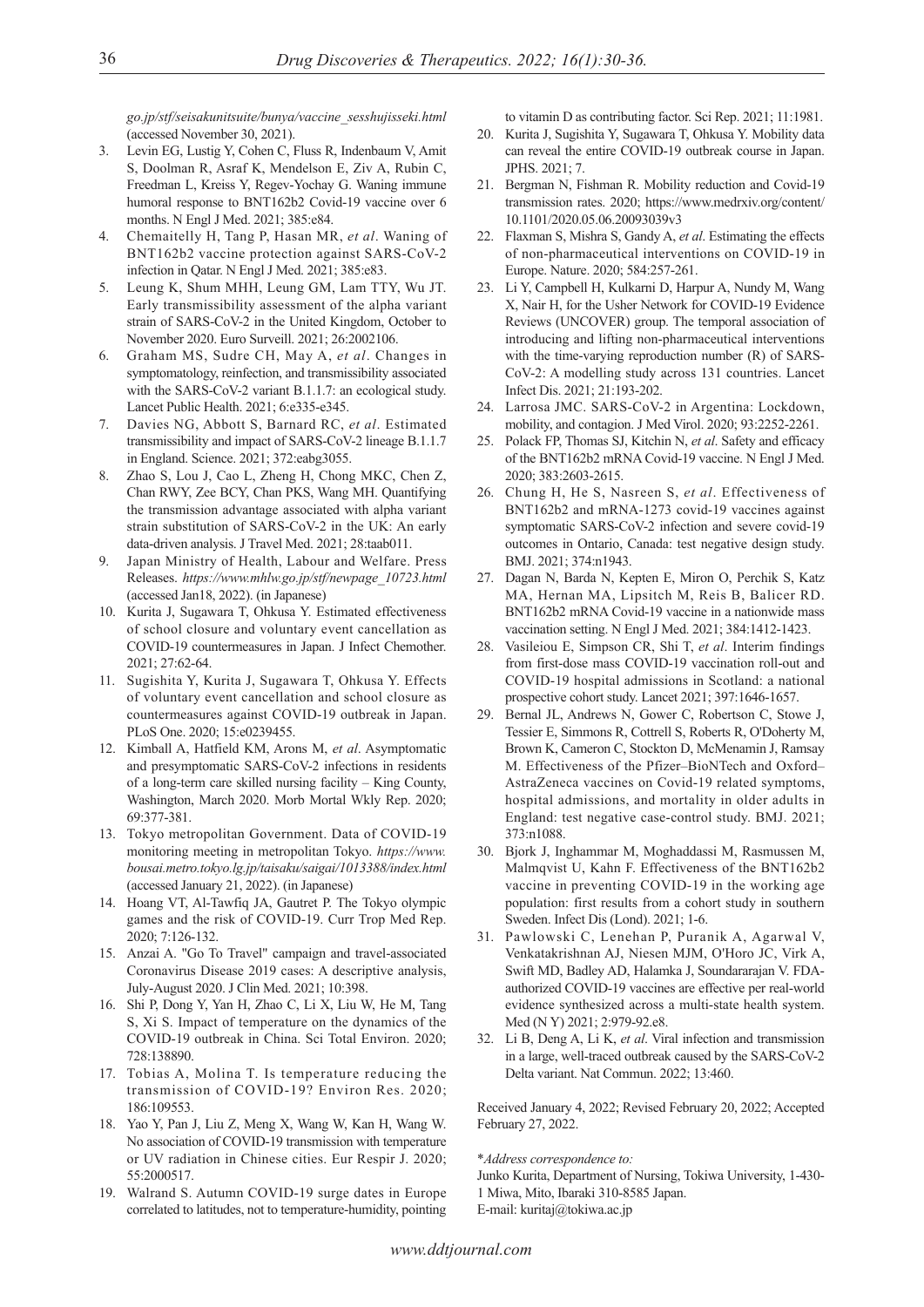go.jp/stf/seisakunitsuite/bunya/vaccine_sesshujisseki.html (accessed November 30, 2021).

3. Levin EG, Lustig Y, Cohen C, Fluss R, Indenbaum V, Amit S, Doolman R, Asraf K, Mendelson E, Ziv A, Rubin C, Freedman L, Kreiss Y, Regev-Yochay G. Waning immune humoral response to BNT162b2 Covid-19 vaccine over 6 months. N Engl J Med. 2021; 385:e84.
4. Chemaitelly H, Tang P, Hasan MR, *et al*. Waning of BNT162b2 vaccine protection against SARS-CoV-2 infection in Qatar. N Engl J Med. 2021; 385:e83.
5. Leung K, Shum MHH, Leung GM, Lam TTY, Wu JT. Early transmissibility assessment of the alpha variant strain of SARS-CoV-2 in the United Kingdom, October to November 2020. Euro Surveill. 2021; 26:2002106.
6. Graham MS, Sudre CH, May A, *et al*. Changes in symptomatology, reinfection, and transmissibility associated with the SARS-CoV-2 variant B.1.1.7: an ecological study. Lancet Public Health. 2021; 6:e335-e345.
7. Davies NG, Abbott S, Barnard RC, *et al*. Estimated transmissibility and impact of SARS-CoV-2 lineage B.1.1.7 in England. Science. 2021; 372:eabg3055.
8. Zhao S, Lou J, Cao L, Zheng H, Chong MKC, Chen Z, Chan RWY, Zee BCY, Chan PKS, Wang MH. Quantifying the transmission advantage associated with alpha variant strain substitution of SARS-CoV-2 in the UK: An early data-driven analysis. J Travel Med. 2021; 28:taab011.
9. Japan Ministry of Health, Labour and Welfare. Press Releases. *https://www.mhlw.go.jp/stf/newpage_10723.html* (accessed Jan18, 2022). (in Japanese)
10. Kurita J, Sugawara T, Ohkusa Y. Estimated effectiveness of school closure and voluntary event cancellation as COVID-19 countermeasures in Japan. J Infect Chemother. 2021; 27:62-64.
11. Sugishita Y, Kurita J, Sugawara T, Ohkusa Y. Effects of voluntary event cancellation and school closure as countermeasures against COVID-19 outbreak in Japan. PLoS One. 2020; 15:e0239455.
12. Kimball A, Hatfield KM, Arons M, *et al*. Asymptomatic and presymptomatic SARS-CoV-2 infections in residents of a long-term care skilled nursing facility – King County, Washington, March 2020. Morb Mortal Wkly Rep. 2020; 69:377-381.
13. Tokyo metropolitan Government. Data of COVID-19 monitoring meeting in metropolitan Tokyo. *https://www.bousai.metro.tokyo.lg.jp/taisaku/saigai/1013388/index.html* (accessed January 21, 2022). (in Japanese)
14. Hoang VT, Al-Tawfiq JA, Gautret P. The Tokyo olympic games and the risk of COVID-19. Curr Trop Med Rep. 2020; 7:126-132.
15. Anzai A. "Go To Travel" campaign and travel-associated Coronavirus Disease 2019 cases: A descriptive analysis, July-August 2020. J Clin Med. 2021; 10:398.
16. Shi P, Dong Y, Yan H, Zhao C, Li X, Liu W, He M, Tang S, Xi S. Impact of temperature on the dynamics of the COVID-19 outbreak in China. Sci Total Environ. 2020; 728:138890.
17. Tobias A, Molina T. Is temperature reducing the transmission of COVID-19? Environ Res. 2020; 186:109553.
18. Yao Y, Pan J, Liu Z, Meng X, Wang W, Kan H, Wang W. No association of COVID-19 transmission with temperature or UV radiation in Chinese cities. Eur Respir J. 2020; 55:2000517.
19. Walrand S. Autumn COVID-19 surge dates in Europe correlated to latitudes, not to temperature-humidity, pointing to vitamin D as contributing factor. Sci Rep. 2021; 11:1981.
20. Kurita J, Sugishita Y, Sugawara T, Ohkusa Y. Mobility data can reveal the entire COVID-19 outbreak course in Japan. JPHS. 2021; 7.
21. Bergman N, Fishman R. Mobility reduction and Covid-19 transmission rates. 2020; https://www.medrxiv.org/content/10.1101/2020.05.06.20093050v3
22. Flaxman S, Mishra S, Gandy A, *et al*. Estimating the effects of non-pharmaceutical interventions on COVID-19 in Europe. Nature. 2020; 584:257-261.
23. Li Y, Campbell H, Kulkarni D, Harpur A, Nundy M, Wang X, Nair H, for the Usher Network for COVID-19 Evidence Reviews (UNCOVER) group. The temporal association of introducing and lifting non-pharmaceutical interventions with the time-varying reproduction number (R) of SARS-CoV-2: A modelling study across 131 countries. Lancet Infect Dis. 2021; 21:193-202.
24. Larrosa JMC. SARS-CoV-2 in Argentina: Lockdown, mobility, and contagion. J Med Virol. 2020; 93:2252-2261.
25. Polack FP, Thomas SJ, Kitchin N, *et al*. Safety and efficacy of the BNT162b2 mRNA Covid-19 vaccine. N Engl J Med. 2020; 383:2603-2615.
26. Chung H, He S, Nasreen S, *et al*. Effectiveness of BNT162b2 and mRNA-1273 covid-19 vaccines against symptomatic SARS-CoV-2 infection and severe covid-19 outcomes in Ontario, Canada: test negative design study. BMJ. 2021; 374:n1943.
27. Dagan N, Barda N, Kepten E, Miron O, Perchik S, Katz MA, Hernan MA, Lipsitch M, Reis B, Balicer RD. BNT162b2 mRNA Covid-19 vaccine in a nationwide mass vaccination setting. N Engl J Med. 2021; 384:1412-1423.
28. Vasileiou E, Simpson CR, Shi T, *et al*. Interim findings from first-dose mass COVID-19 vaccination roll-out and COVID-19 hospital admissions in Scotland: a national prospective cohort study. Lancet 2021; 397:1646-1657.
29. Bernal JL, Andrews N, Gower C, Robertson C, Stowe J, Tessier E, Simmons R, Cottrell S, Roberts R, O'Doherty M, Brown K, Cameron C, Stockton D, McMenamin J, Ramsay M. Effectiveness of the Pfizer–BioNTech and Oxford–AstraZeneca vaccines on Covid-19 related symptoms, hospital admissions, and mortality in older adults in England: test negative case-control study. BMJ. 2021; 373:n1088.
30. Bjork J, Inghammar M, Moghaddassi M, Rasmussen M, Malmqvist U, Kahn F. Effectiveness of the BNT162b2 vaccine in preventing COVID-19 in the working age population: first results from a cohort study in southern Sweden. Infect Dis (Lond). 2021; 1-6.
31. Pawlowski C, Lenehan P, Puranik A, Agarwal V, Venkatakrishnan AJ, Niesen MJM, O'Horo JC, Virk A, Swift MD, Badley AD, Halamka J, Soundararajan V. FDA-authorized COVID-19 vaccines are effective per real-world evidence synthesized across a multi-state health system. Med (N Y) 2021; 2:979-92.e8.
32. Li B, Deng A, Li K, *et al*. Viral infection and transmission in a large, well-traced outbreak caused by the SARS-CoV-2 Delta variant. Nat Commun. 2022; 13:460.

Received January 4, 2022; Revised February 20, 2022; Accepted February 27, 2022.

\**Address correspondence to:*
Junko Kurita, Department of Nursing, Tokiwa University, 1-430-1 Miwa, Mito, Ibaraki 310-8585 Japan.
E-mail: kuritaj@tokiwa.ac.jp